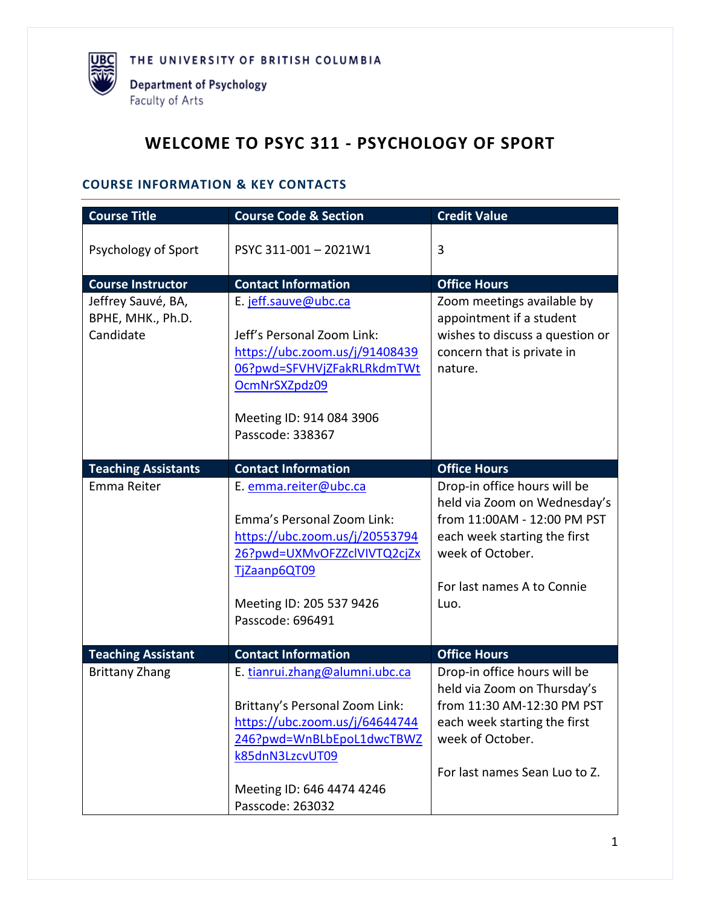THE UNIVERSITY OF BRITISH COLUMBIA

Department of Psychology
Faculty of Arts

# WELCOME TO PSYC 311 - PSYCHOLOGY OF SPORT

## COURSE INFORMATION & KEY CONTACTS

| Course Title | Course Code & Section | Credit Value |
|---|---|---|
| Psychology of Sport | PSYC 311-001 – 2021W1 | 3 |
| **Course Instructor** | **Contact Information** | **Office Hours** |
| Jeffrey Sauvé, BA, BPHE, MHK., Ph.D. Candidate | E. jeff.sauve@ubc.ca<br><br>Jeff's Personal Zoom Link: https://ubc.zoom.us/j/9140843906?pwd=SFVHVjZFakRLRkdmTWtOcmNrSXZpdz09<br><br>Meeting ID: 914 084 3906<br>Passcode: 338367 | Zoom meetings available by appointment if a student wishes to discuss a question or concern that is private in nature. |
| **Teaching Assistants** | **Contact Information** | **Office Hours** |
| Emma Reiter | E. emma.reiter@ubc.ca<br><br>Emma's Personal Zoom Link: https://ubc.zoom.us/j/2055379426?pwd=UXMvOFZZclVIVTQ2cjZxTjZaanp6QT09<br><br>Meeting ID: 205 537 9426<br>Passcode: 696491 | Drop-in office hours will be held via Zoom on Wednesday's from 11:00AM - 12:00 PM PST each week starting the first week of October.<br><br>For last names A to Connie Luo. |
| **Teaching Assistant** | **Contact Information** | **Office Hours** |
| Brittany Zhang | E. tianrui.zhang@alumni.ubc.ca<br><br>Brittany's Personal Zoom Link: https://ubc.zoom.us/j/64644744246?pwd=WnBLbEpoL1dwcTBWZk85dnN3LzcvUT09<br><br>Meeting ID: 646 4474 4246<br>Passcode: 263032 | Drop-in office hours will be held via Zoom on Thursday's from 11:30 AM-12:30 PM PST each week starting the first week of October.<br><br>For last names Sean Luo to Z. |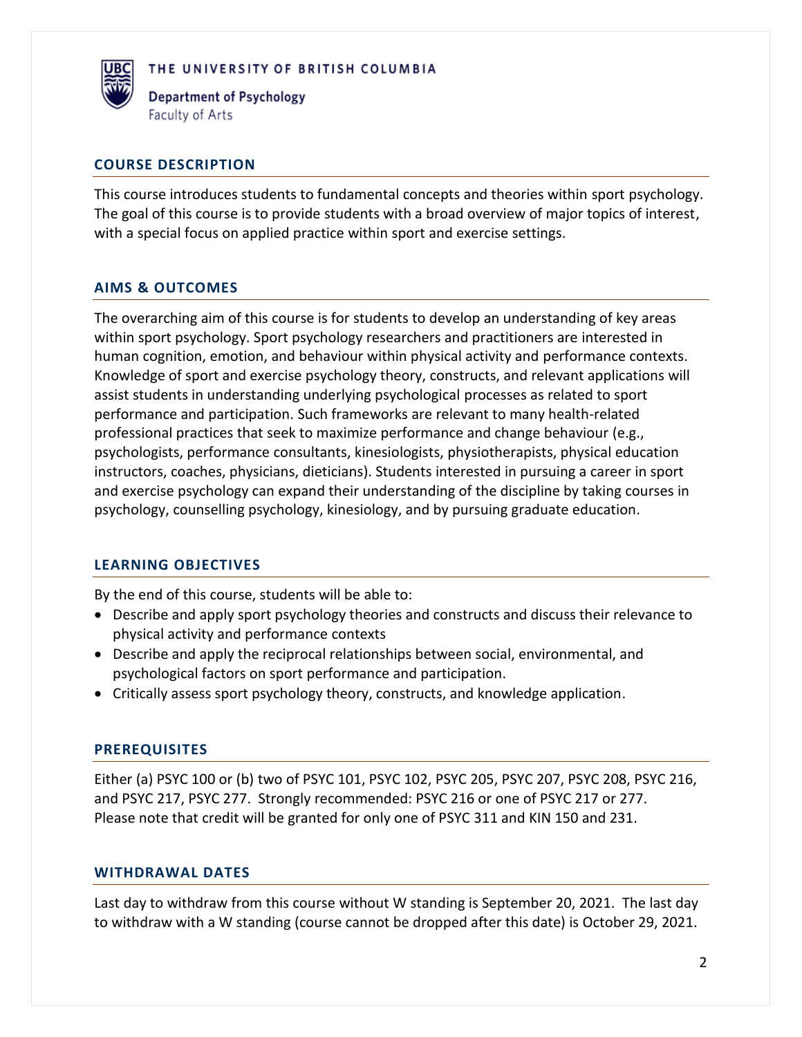THE UNIVERSITY OF BRITISH COLUMBIA

Department of Psychology
Faculty of Arts

## COURSE DESCRIPTION

This course introduces students to fundamental concepts and theories within sport psychology. The goal of this course is to provide students with a broad overview of major topics of interest, with a special focus on applied practice within sport and exercise settings.

## AIMS & OUTCOMES

The overarching aim of this course is for students to develop an understanding of key areas within sport psychology. Sport psychology researchers and practitioners are interested in human cognition, emotion, and behaviour within physical activity and performance contexts. Knowledge of sport and exercise psychology theory, constructs, and relevant applications will assist students in understanding underlying psychological processes as related to sport performance and participation. Such frameworks are relevant to many health-related professional practices that seek to maximize performance and change behaviour (e.g., psychologists, performance consultants, kinesiologists, physiotherapists, physical education instructors, coaches, physicians, dieticians). Students interested in pursuing a career in sport and exercise psychology can expand their understanding of the discipline by taking courses in psychology, counselling psychology, kinesiology, and by pursuing graduate education.

## LEARNING OBJECTIVES

By the end of this course, students will be able to:

- Describe and apply sport psychology theories and constructs and discuss their relevance to physical activity and performance contexts
- Describe and apply the reciprocal relationships between social, environmental, and psychological factors on sport performance and participation.
- Critically assess sport psychology theory, constructs, and knowledge application.

## PREREQUISITES

Either (a) PSYC 100 or (b) two of PSYC 101, PSYC 102, PSYC 205, PSYC 207, PSYC 208, PSYC 216, and PSYC 217, PSYC 277. Strongly recommended: PSYC 216 or one of PSYC 217 or 277. Please note that credit will be granted for only one of PSYC 311 and KIN 150 and 231.

## WITHDRAWAL DATES

Last day to withdraw from this course without W standing is September 20, 2021. The last day to withdraw with a W standing (course cannot be dropped after this date) is October 29, 2021.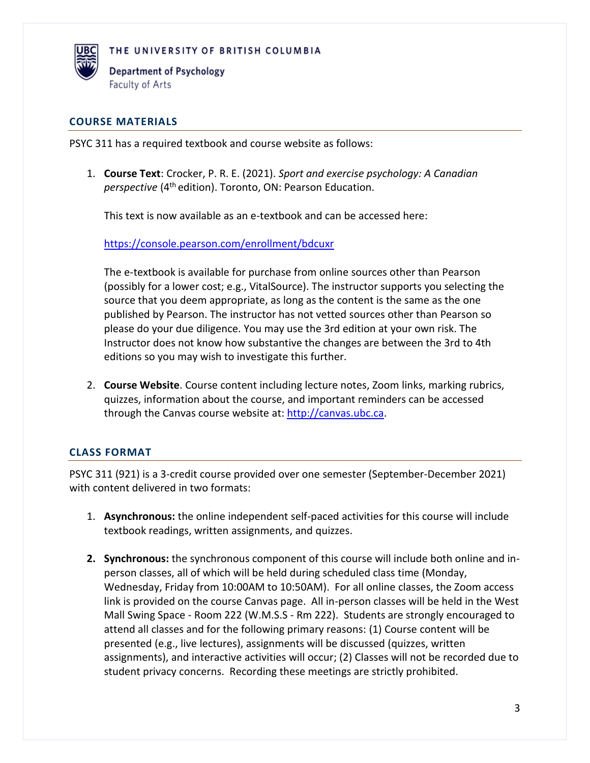THE UNIVERSITY OF BRITISH COLUMBIA

Department of Psychology
Faculty of Arts

## COURSE MATERIALS

PSYC 311 has a required textbook and course website as follows:

1. **Course Text**: Crocker, P. R. E. (2021). *Sport and exercise psychology: A Canadian perspective* (4th edition). Toronto, ON: Pearson Education.

   This text is now available as an e-textbook and can be accessed here:

   https://console.pearson.com/enrollment/bdcuxr

   The e-textbook is available for purchase from online sources other than Pearson (possibly for a lower cost; e.g., VitalSource). The instructor supports you selecting the source that you deem appropriate, as long as the content is the same as the one published by Pearson. The instructor has not vetted sources other than Pearson so please do your due diligence. You may use the 3rd edition at your own risk. The Instructor does not know how substantive the changes are between the 3rd to 4th editions so you may wish to investigate this further.

2. **Course Website**. Course content including lecture notes, Zoom links, marking rubrics, quizzes, information about the course, and important reminders can be accessed through the Canvas course website at: http://canvas.ubc.ca.

## CLASS FORMAT

PSYC 311 (921) is a 3-credit course provided over one semester (September-December 2021) with content delivered in two formats:

1. **Asynchronous:** the online independent self-paced activities for this course will include textbook readings, written assignments, and quizzes.

2. **Synchronous:** the synchronous component of this course will include both online and in-person classes, all of which will be held during scheduled class time (Monday, Wednesday, Friday from 10:00AM to 10:50AM). For all online classes, the Zoom access link is provided on the course Canvas page. All in-person classes will be held in the West Mall Swing Space - Room 222 (W.M.S.S - Rm 222). Students are strongly encouraged to attend all classes and for the following primary reasons: (1) Course content will be presented (e.g., live lectures), assignments will be discussed (quizzes, written assignments), and interactive activities will occur; (2) Classes will not be recorded due to student privacy concerns. Recording these meetings are strictly prohibited.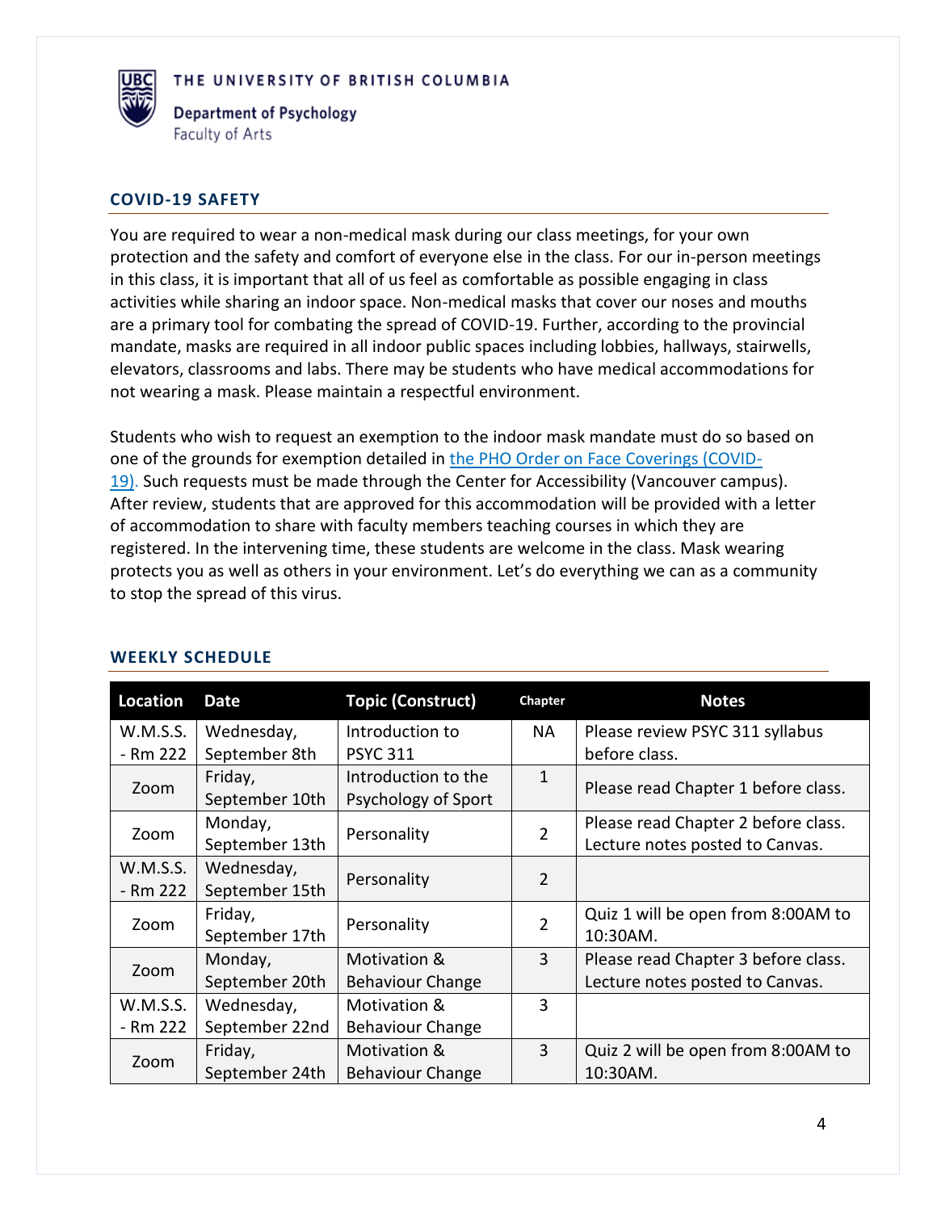## COVID-19 SAFETY

You are required to wear a non-medical mask during our class meetings, for your own protection and the safety and comfort of everyone else in the class. For our in-person meetings in this class, it is important that all of us feel as comfortable as possible engaging in class activities while sharing an indoor space. Non-medical masks that cover our noses and mouths are a primary tool for combating the spread of COVID-19. Further, according to the provincial mandate, masks are required in all indoor public spaces including lobbies, hallways, stairwells, elevators, classrooms and labs. There may be students who have medical accommodations for not wearing a mask. Please maintain a respectful environment.

Students who wish to request an exemption to the indoor mask mandate must do so based on one of the grounds for exemption detailed in the PHO Order on Face Coverings (COVID-19). Such requests must be made through the Center for Accessibility (Vancouver campus). After review, students that are approved for this accommodation will be provided with a letter of accommodation to share with faculty members teaching courses in which they are registered. In the intervening time, these students are welcome in the class. Mask wearing protects you as well as others in your environment. Let's do everything we can as a community to stop the spread of this virus.

## WEEKLY SCHEDULE

| Location | Date | Topic (Construct) | Chapter | Notes |
|---|---|---|---|---|
| W.M.S.S. - Rm 222 | Wednesday, September 8th | Introduction to PSYC 311 | NA | Please review PSYC 311 syllabus before class. |
| Zoom | Friday, September 10th | Introduction to the Psychology of Sport | 1 | Please read Chapter 1 before class. |
| Zoom | Monday, September 13th | Personality | 2 | Please read Chapter 2 before class. Lecture notes posted to Canvas. |
| W.M.S.S. - Rm 222 | Wednesday, September 15th | Personality | 2 | |
| Zoom | Friday, September 17th | Personality | 2 | Quiz 1 will be open from 8:00AM to 10:30AM. |
| Zoom | Monday, September 20th | Motivation & Behaviour Change | 3 | Please read Chapter 3 before class. Lecture notes posted to Canvas. |
| W.M.S.S. - Rm 222 | Wednesday, September 22nd | Motivation & Behaviour Change | 3 | |
| Zoom | Friday, September 24th | Motivation & Behaviour Change | 3 | Quiz 2 will be open from 8:00AM to 10:30AM. |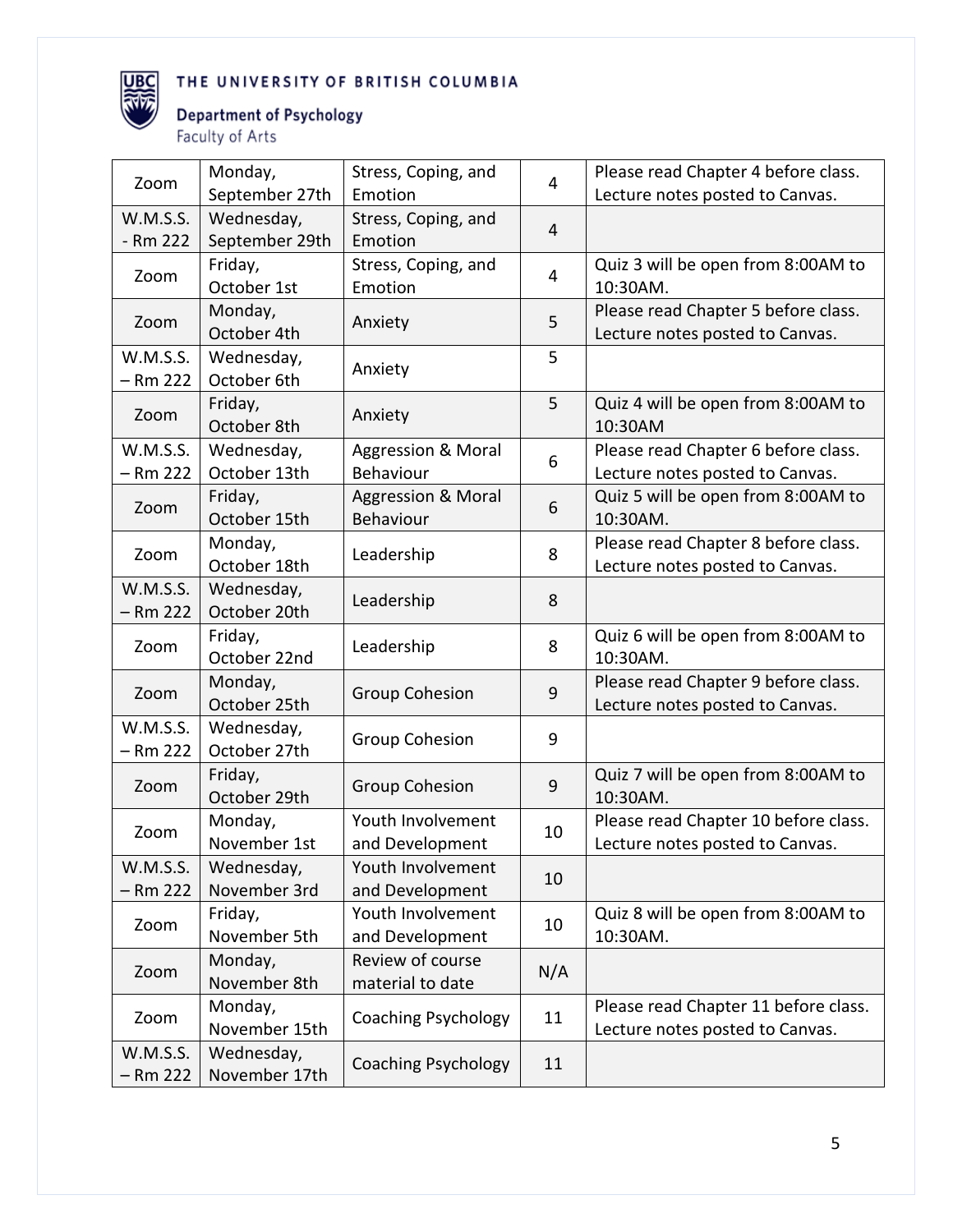| Zoom | Monday, September 27th | Stress, Coping, and Emotion | 4 | Please read Chapter 4 before class. Lecture notes posted to Canvas. |
|---|---|---|---|---|
| W.M.S.S. - Rm 222 | Wednesday, September 29th | Stress, Coping, and Emotion | 4 | |
| Zoom | Friday, October 1st | Stress, Coping, and Emotion | 4 | Quiz 3 will be open from 8:00AM to 10:30AM. |
| Zoom | Monday, October 4th | Anxiety | 5 | Please read Chapter 5 before class. Lecture notes posted to Canvas. |
| W.M.S.S. – Rm 222 | Wednesday, October 6th | Anxiety | 5 | |
| Zoom | Friday, October 8th | Anxiety | 5 | Quiz 4 will be open from 8:00AM to 10:30AM |
| W.M.S.S. – Rm 222 | Wednesday, October 13th | Aggression & Moral Behaviour | 6 | Please read Chapter 6 before class. Lecture notes posted to Canvas. |
| Zoom | Friday, October 15th | Aggression & Moral Behaviour | 6 | Quiz 5 will be open from 8:00AM to 10:30AM. |
| Zoom | Monday, October 18th | Leadership | 8 | Please read Chapter 8 before class. Lecture notes posted to Canvas. |
| W.M.S.S. – Rm 222 | Wednesday, October 20th | Leadership | 8 | |
| Zoom | Friday, October 22nd | Leadership | 8 | Quiz 6 will be open from 8:00AM to 10:30AM. |
| Zoom | Monday, October 25th | Group Cohesion | 9 | Please read Chapter 9 before class. Lecture notes posted to Canvas. |
| W.M.S.S. – Rm 222 | Wednesday, October 27th | Group Cohesion | 9 | |
| Zoom | Friday, October 29th | Group Cohesion | 9 | Quiz 7 will be open from 8:00AM to 10:30AM. |
| Zoom | Monday, November 1st | Youth Involvement and Development | 10 | Please read Chapter 10 before class. Lecture notes posted to Canvas. |
| W.M.S.S. – Rm 222 | Wednesday, November 3rd | Youth Involvement and Development | 10 | |
| Zoom | Friday, November 5th | Youth Involvement and Development | 10 | Quiz 8 will be open from 8:00AM to 10:30AM. |
| Zoom | Monday, November 8th | Review of course material to date | N/A | |
| Zoom | Monday, November 15th | Coaching Psychology | 11 | Please read Chapter 11 before class. Lecture notes posted to Canvas. |
| W.M.S.S. – Rm 222 | Wednesday, November 17th | Coaching Psychology | 11 | |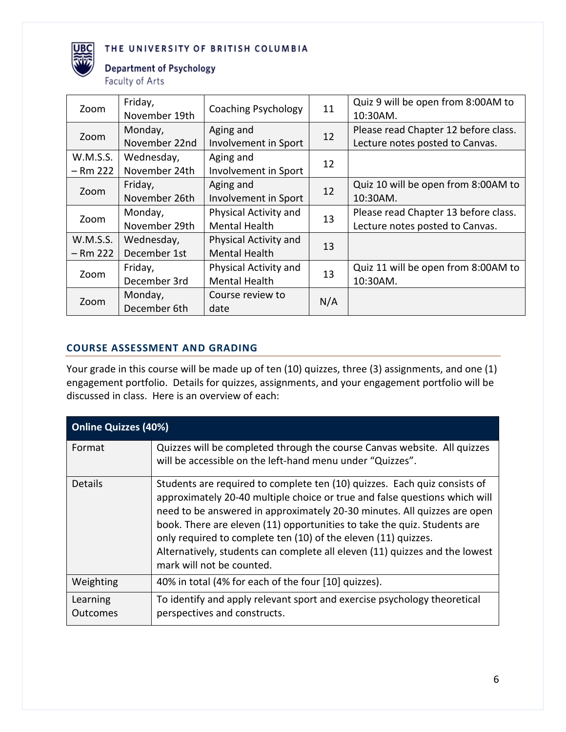| Zoom | Friday, November 19th | Coaching Psychology | 11 | Quiz 9 will be open from 8:00AM to 10:30AM. |
|---|---|---|---|---|
| Zoom | Monday, November 22nd | Aging and Involvement in Sport | 12 | Please read Chapter 12 before class. Lecture notes posted to Canvas. |
| W.M.S.S. – Rm 222 | Wednesday, November 24th | Aging and Involvement in Sport | 12 | |
| Zoom | Friday, November 26th | Aging and Involvement in Sport | 12 | Quiz 10 will be open from 8:00AM to 10:30AM. |
| Zoom | Monday, November 29th | Physical Activity and Mental Health | 13 | Please read Chapter 13 before class. Lecture notes posted to Canvas. |
| W.M.S.S. – Rm 222 | Wednesday, December 1st | Physical Activity and Mental Health | 13 | |
| Zoom | Friday, December 3rd | Physical Activity and Mental Health | 13 | Quiz 11 will be open from 8:00AM to 10:30AM. |
| Zoom | Monday, December 6th | Course review to date | N/A | |

### COURSE ASSESSMENT AND GRADING

Your grade in this course will be made up of ten (10) quizzes, three (3) assignments, and one (1) engagement portfolio. Details for quizzes, assignments, and your engagement portfolio will be discussed in class. Here is an overview of each:

| **Online Quizzes (40%)** | |
|---|---|
| Format | Quizzes will be completed through the course Canvas website. All quizzes will be accessible on the left-hand menu under "Quizzes". |
| Details | Students are required to complete ten (10) quizzes. Each quiz consists of approximately 20-40 multiple choice or true and false questions which will need to be answered in approximately 20-30 minutes. All quizzes are open book. There are eleven (11) opportunities to take the quiz. Students are only required to complete ten (10) of the eleven (11) quizzes. Alternatively, students can complete all eleven (11) quizzes and the lowest mark will not be counted. |
| Weighting | 40% in total (4% for each of the four [10] quizzes). |
| Learning Outcomes | To identify and apply relevant sport and exercise psychology theoretical perspectives and constructs. |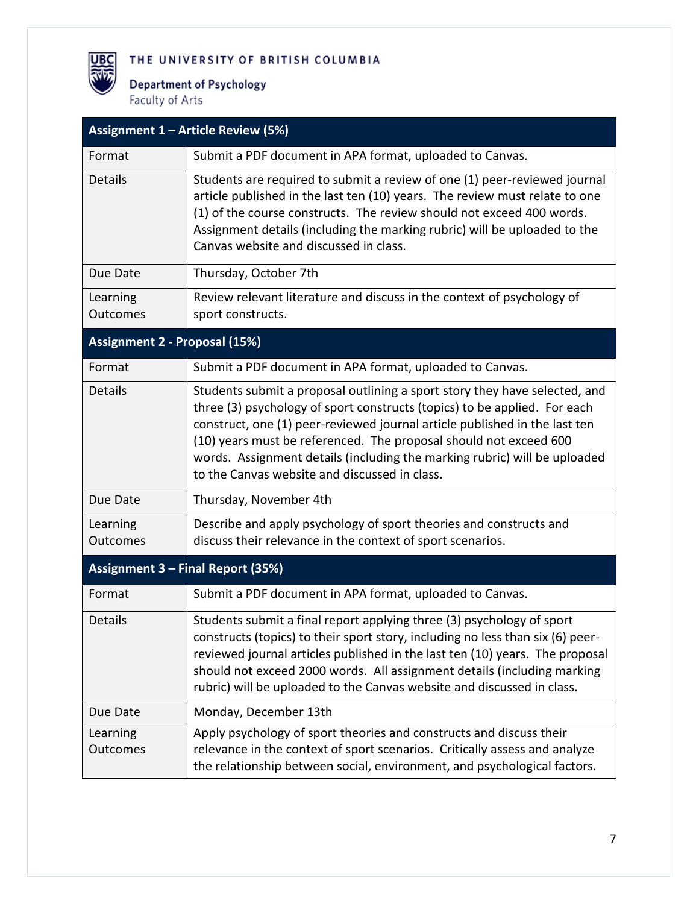| Assignment 1 – Article Review (5%) | |
|---|---|
| Format | Submit a PDF document in APA format, uploaded to Canvas. |
| Details | Students are required to submit a review of one (1) peer-reviewed journal article published in the last ten (10) years. The review must relate to one (1) of the course constructs. The review should not exceed 400 words. Assignment details (including the marking rubric) will be uploaded to the Canvas website and discussed in class. |
| Due Date | Thursday, October 7th |
| Learning Outcomes | Review relevant literature and discuss in the context of psychology of sport constructs. |
| **Assignment 2 - Proposal (15%)** | |
| Format | Submit a PDF document in APA format, uploaded to Canvas. |
| Details | Students submit a proposal outlining a sport story they have selected, and three (3) psychology of sport constructs (topics) to be applied. For each construct, one (1) peer-reviewed journal article published in the last ten (10) years must be referenced. The proposal should not exceed 600 words. Assignment details (including the marking rubric) will be uploaded to the Canvas website and discussed in class. |
| Due Date | Thursday, November 4th |
| Learning Outcomes | Describe and apply psychology of sport theories and constructs and discuss their relevance in the context of sport scenarios. |
| **Assignment 3 – Final Report (35%)** | |
| Format | Submit a PDF document in APA format, uploaded to Canvas. |
| Details | Students submit a final report applying three (3) psychology of sport constructs (topics) to their sport story, including no less than six (6) peer-reviewed journal articles published in the last ten (10) years. The proposal should not exceed 2000 words. All assignment details (including marking rubric) will be uploaded to the Canvas website and discussed in class. |
| Due Date | Monday, December 13th |
| Learning Outcomes | Apply psychology of sport theories and constructs and discuss their relevance in the context of sport scenarios. Critically assess and analyze the relationship between social, environment, and psychological factors. |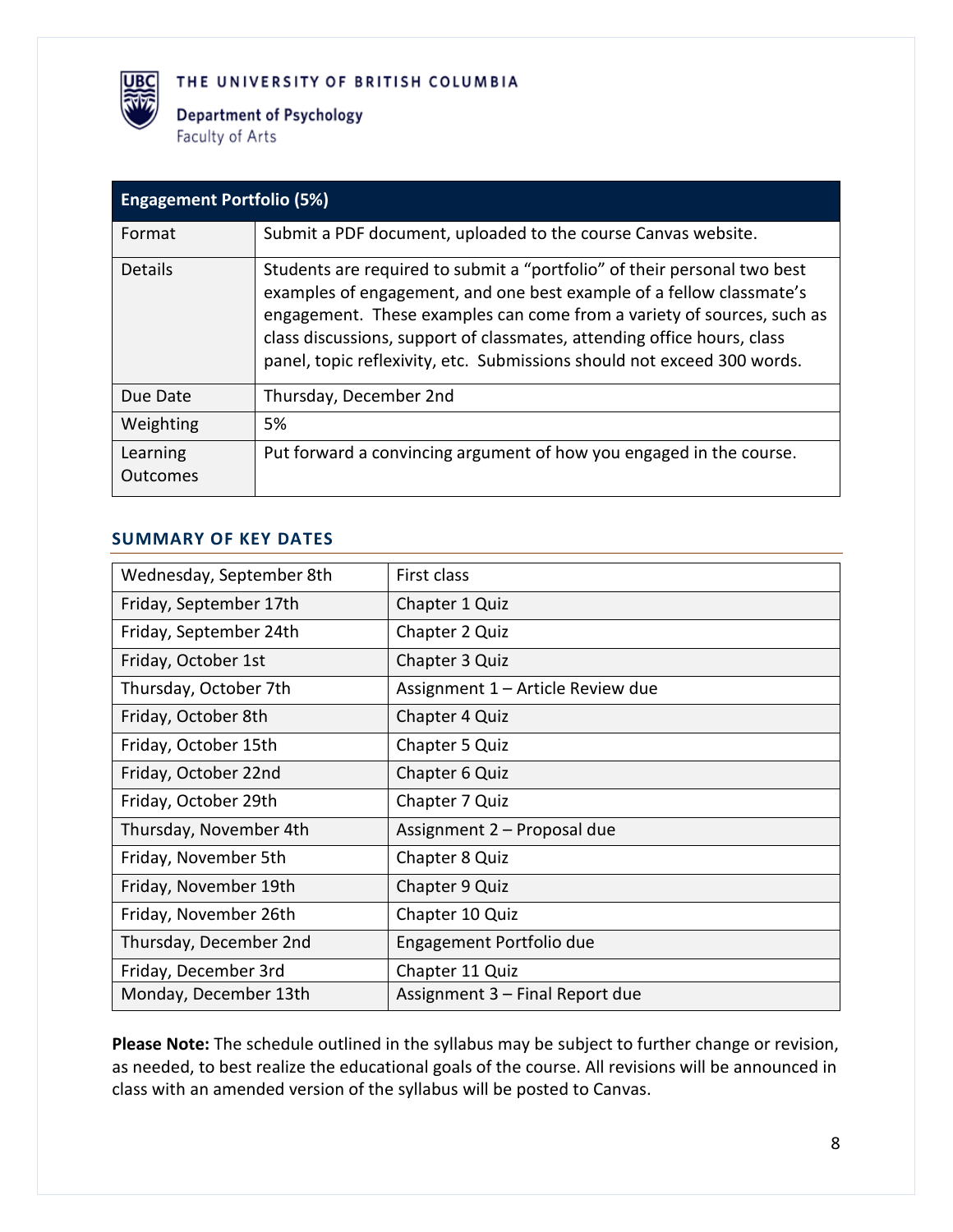| Engagement Portfolio (5%) | |
|---|---|
| Format | Submit a PDF document, uploaded to the course Canvas website. |
| Details | Students are required to submit a "portfolio" of their personal two best examples of engagement, and one best example of a fellow classmate's engagement. These examples can come from a variety of sources, such as class discussions, support of classmates, attending office hours, class panel, topic reflexivity, etc. Submissions should not exceed 300 words. |
| Due Date | Thursday, December 2nd |
| Weighting | 5% |
| Learning Outcomes | Put forward a convincing argument of how you engaged in the course. |

## SUMMARY OF KEY DATES

| Date | Item |
|---|---|
| Wednesday, September 8th | First class |
| Friday, September 17th | Chapter 1 Quiz |
| Friday, September 24th | Chapter 2 Quiz |
| Friday, October 1st | Chapter 3 Quiz |
| Thursday, October 7th | Assignment 1 – Article Review due |
| Friday, October 8th | Chapter 4 Quiz |
| Friday, October 15th | Chapter 5 Quiz |
| Friday, October 22nd | Chapter 6 Quiz |
| Friday, October 29th | Chapter 7 Quiz |
| Thursday, November 4th | Assignment 2 – Proposal due |
| Friday, November 5th | Chapter 8 Quiz |
| Friday, November 19th | Chapter 9 Quiz |
| Friday, November 26th | Chapter 10 Quiz |
| Thursday, December 2nd | Engagement Portfolio due |
| Friday, December 3rd | Chapter 11 Quiz |
| Monday, December 13th | Assignment 3 – Final Report due |

**Please Note:** The schedule outlined in the syllabus may be subject to further change or revision, as needed, to best realize the educational goals of the course. All revisions will be announced in class with an amended version of the syllabus will be posted to Canvas.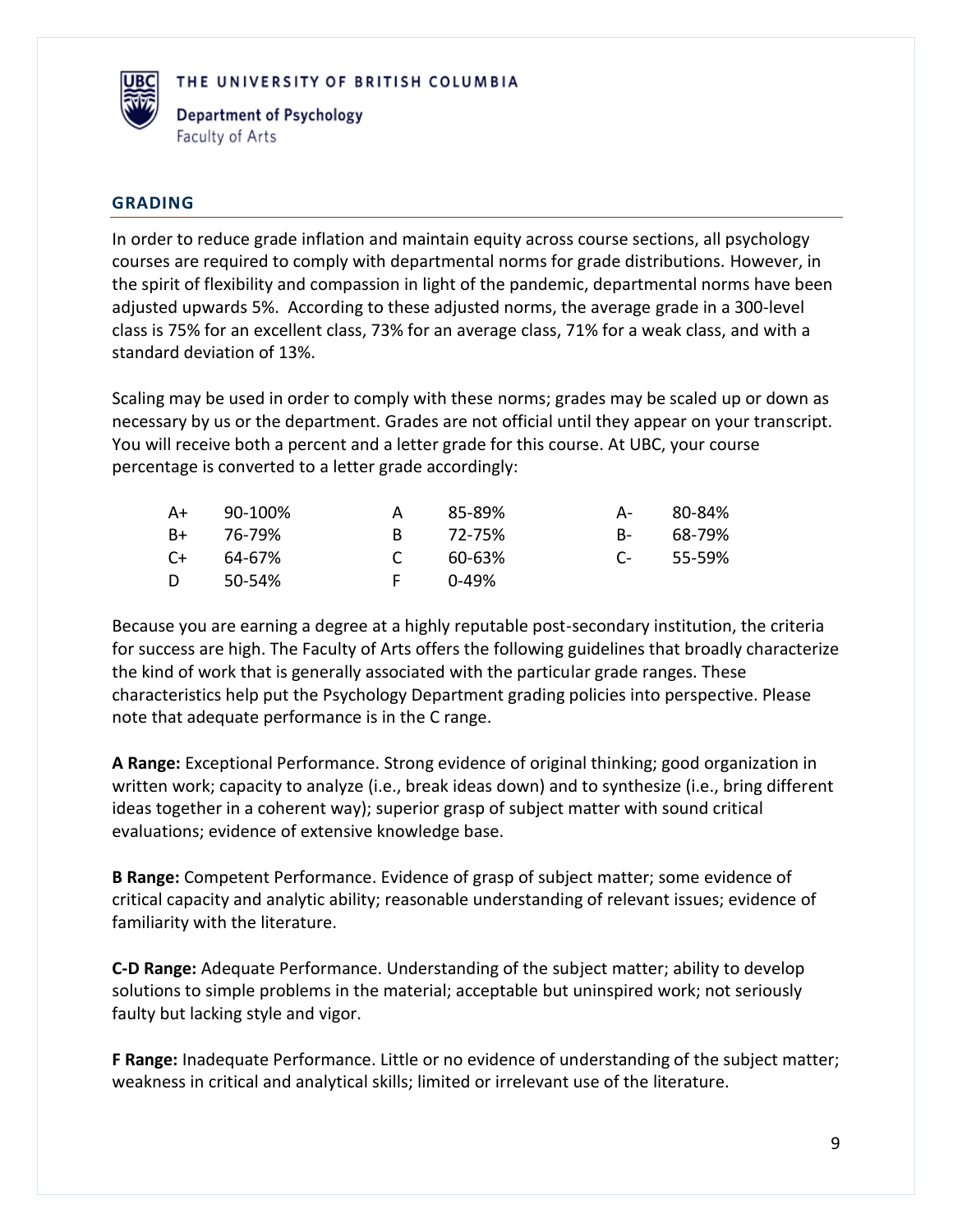THE UNIVERSITY OF BRITISH COLUMBIA

Department of Psychology
Faculty of Arts

## GRADING

In order to reduce grade inflation and maintain equity across course sections, all psychology courses are required to comply with departmental norms for grade distributions. However, in the spirit of flexibility and compassion in light of the pandemic, departmental norms have been adjusted upwards 5%. According to these adjusted norms, the average grade in a 300-level class is 75% for an excellent class, 73% for an average class, 71% for a weak class, and with a standard deviation of 13%.

Scaling may be used in order to comply with these norms; grades may be scaled up or down as necessary by us or the department. Grades are not official until they appear on your transcript. You will receive both a percent and a letter grade for this course. At UBC, your course percentage is converted to a letter grade accordingly:

| | | | | | |
|---|---|---|---|---|---|
| A+ | 90-100% | A | 85-89% | A- | 80-84% |
| B+ | 76-79% | B | 72-75% | B- | 68-79% |
| C+ | 64-67% | C | 60-63% | C- | 55-59% |
| D | 50-54% | F | 0-49% | | |

Because you are earning a degree at a highly reputable post-secondary institution, the criteria for success are high. The Faculty of Arts offers the following guidelines that broadly characterize the kind of work that is generally associated with the particular grade ranges. These characteristics help put the Psychology Department grading policies into perspective. Please note that adequate performance is in the C range.

**A Range:** Exceptional Performance. Strong evidence of original thinking; good organization in written work; capacity to analyze (i.e., break ideas down) and to synthesize (i.e., bring different ideas together in a coherent way); superior grasp of subject matter with sound critical evaluations; evidence of extensive knowledge base.

**B Range:** Competent Performance. Evidence of grasp of subject matter; some evidence of critical capacity and analytic ability; reasonable understanding of relevant issues; evidence of familiarity with the literature.

**C-D Range:** Adequate Performance. Understanding of the subject matter; ability to develop solutions to simple problems in the material; acceptable but uninspired work; not seriously faulty but lacking style and vigor.

**F Range:** Inadequate Performance. Little or no evidence of understanding of the subject matter; weakness in critical and analytical skills; limited or irrelevant use of the literature.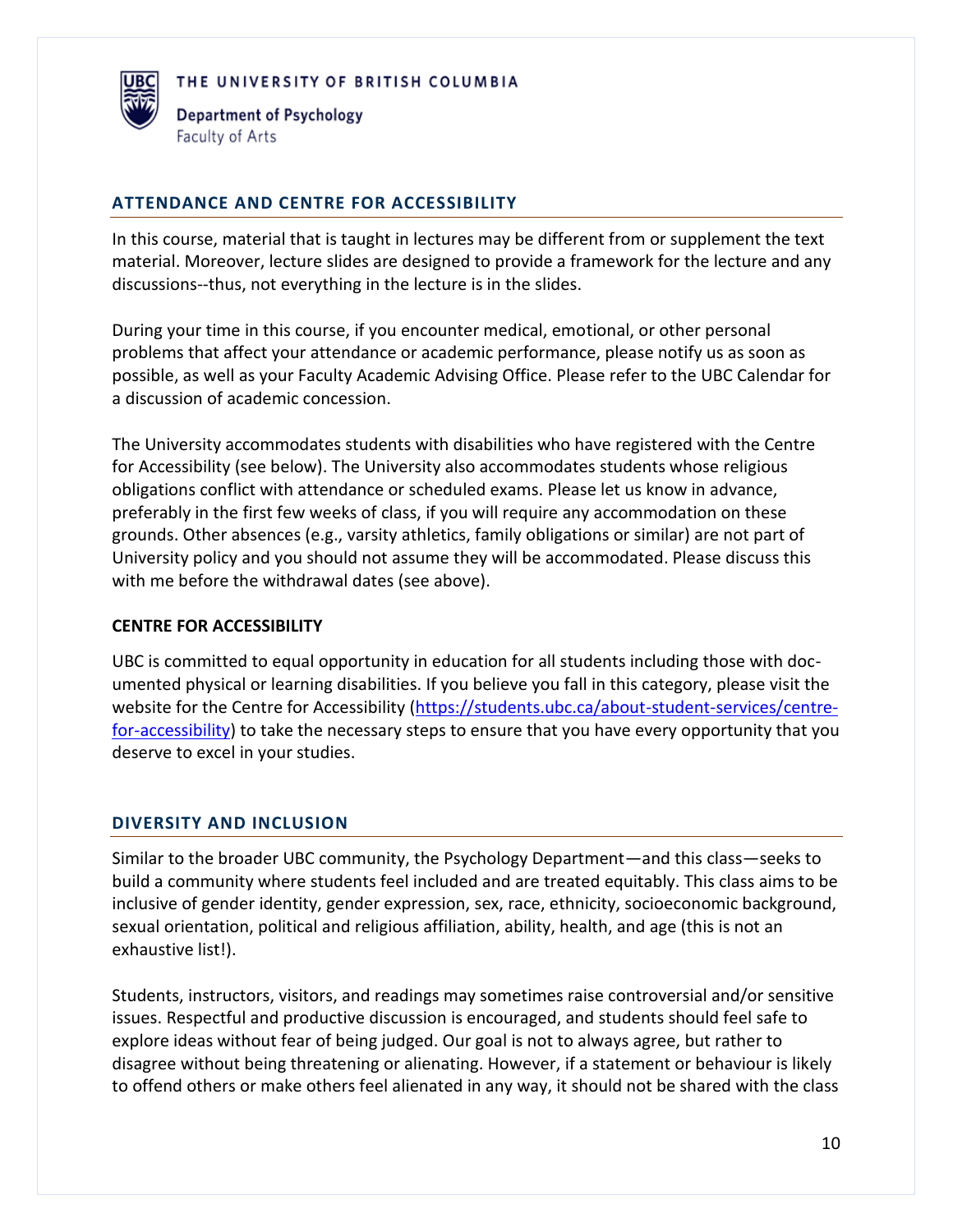## ATTENDANCE AND CENTRE FOR ACCESSIBILITY

In this course, material that is taught in lectures may be different from or supplement the text material. Moreover, lecture slides are designed to provide a framework for the lecture and any discussions--thus, not everything in the lecture is in the slides.

During your time in this course, if you encounter medical, emotional, or other personal problems that affect your attendance or academic performance, please notify us as soon as possible, as well as your Faculty Academic Advising Office. Please refer to the UBC Calendar for a discussion of academic concession.

The University accommodates students with disabilities who have registered with the Centre for Accessibility (see below). The University also accommodates students whose religious obligations conflict with attendance or scheduled exams. Please let us know in advance, preferably in the first few weeks of class, if you will require any accommodation on these grounds. Other absences (e.g., varsity athletics, family obligations or similar) are not part of University policy and you should not assume they will be accommodated. Please discuss this with me before the withdrawal dates (see above).

### CENTRE FOR ACCESSIBILITY

UBC is committed to equal opportunity in education for all students including those with documented physical or learning disabilities. If you believe you fall in this category, please visit the website for the Centre for Accessibility ([https://students.ubc.ca/about-student-services/centre-for-accessibility](https://students.ubc.ca/about-student-services/centre-for-accessibility)) to take the necessary steps to ensure that you have every opportunity that you deserve to excel in your studies.

## DIVERSITY AND INCLUSION

Similar to the broader UBC community, the Psychology Department—and this class—seeks to build a community where students feel included and are treated equitably. This class aims to be inclusive of gender identity, gender expression, sex, race, ethnicity, socioeconomic background, sexual orientation, political and religious affiliation, ability, health, and age (this is not an exhaustive list!).

Students, instructors, visitors, and readings may sometimes raise controversial and/or sensitive issues. Respectful and productive discussion is encouraged, and students should feel safe to explore ideas without fear of being judged. Our goal is not to always agree, but rather to disagree without being threatening or alienating. However, if a statement or behaviour is likely to offend others or make others feel alienated in any way, it should not be shared with the class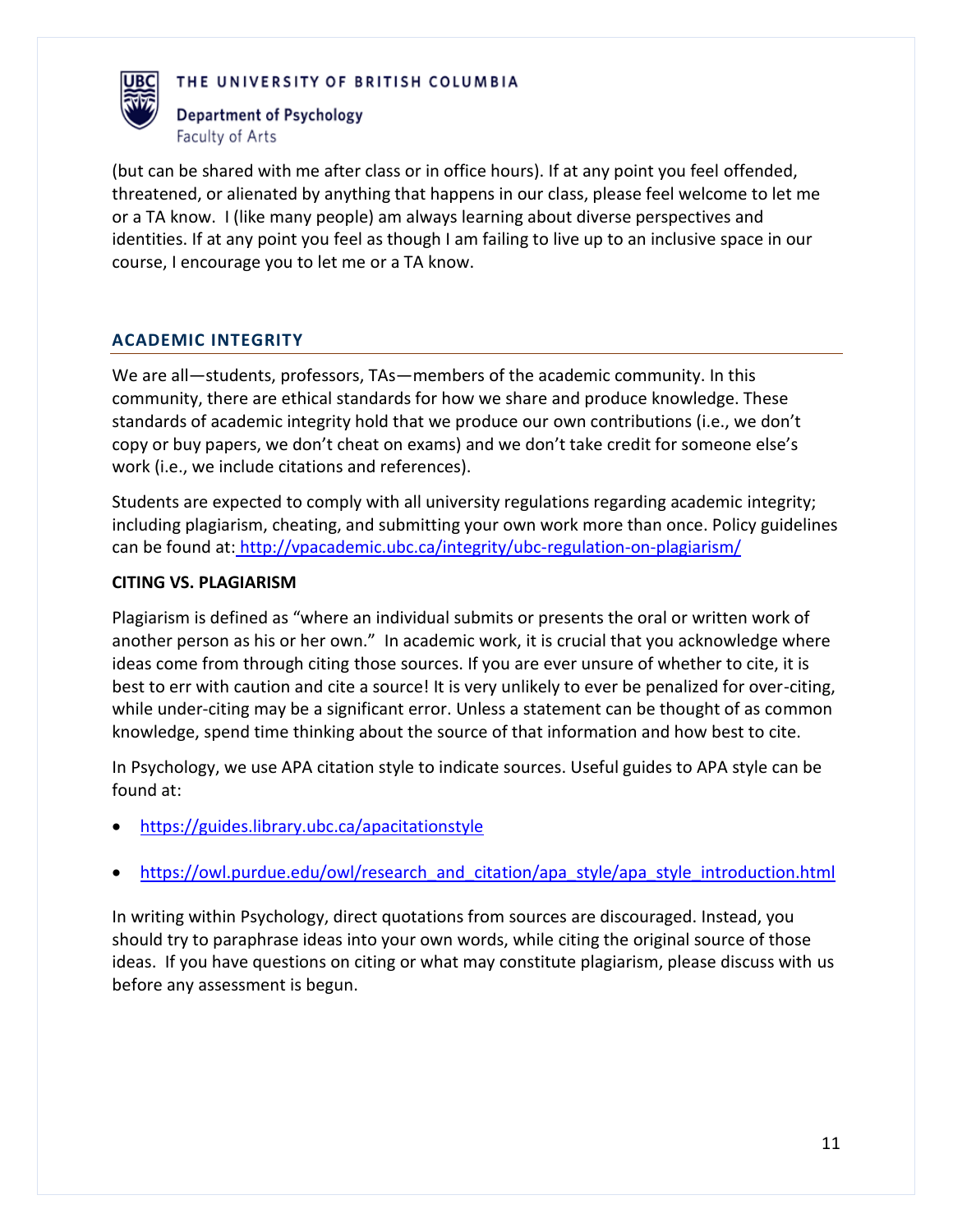(but can be shared with me after class or in office hours). If at any point you feel offended, threatened, or alienated by anything that happens in our class, please feel welcome to let me or a TA know. I (like many people) am always learning about diverse perspectives and identities. If at any point you feel as though I am failing to live up to an inclusive space in our course, I encourage you to let me or a TA know.

## ACADEMIC INTEGRITY

We are all—students, professors, TAs—members of the academic community. In this community, there are ethical standards for how we share and produce knowledge. These standards of academic integrity hold that we produce our own contributions (i.e., we don't copy or buy papers, we don't cheat on exams) and we don't take credit for someone else's work (i.e., we include citations and references).

Students are expected to comply with all university regulations regarding academic integrity; including plagiarism, cheating, and submitting your own work more than once. Policy guidelines can be found at: http://vpacademic.ubc.ca/integrity/ubc-regulation-on-plagiarism/

### CITING VS. PLAGIARISM

Plagiarism is defined as "where an individual submits or presents the oral or written work of another person as his or her own." In academic work, it is crucial that you acknowledge where ideas come from through citing those sources. If you are ever unsure of whether to cite, it is best to err with caution and cite a source! It is very unlikely to ever be penalized for over-citing, while under-citing may be a significant error. Unless a statement can be thought of as common knowledge, spend time thinking about the source of that information and how best to cite.

In Psychology, we use APA citation style to indicate sources. Useful guides to APA style can be found at:

- https://guides.library.ubc.ca/apacitationstyle
- https://owl.purdue.edu/owl/research_and_citation/apa_style/apa_style_introduction.html

In writing within Psychology, direct quotations from sources are discouraged. Instead, you should try to paraphrase ideas into your own words, while citing the original source of those ideas. If you have questions on citing or what may constitute plagiarism, please discuss with us before any assessment is begun.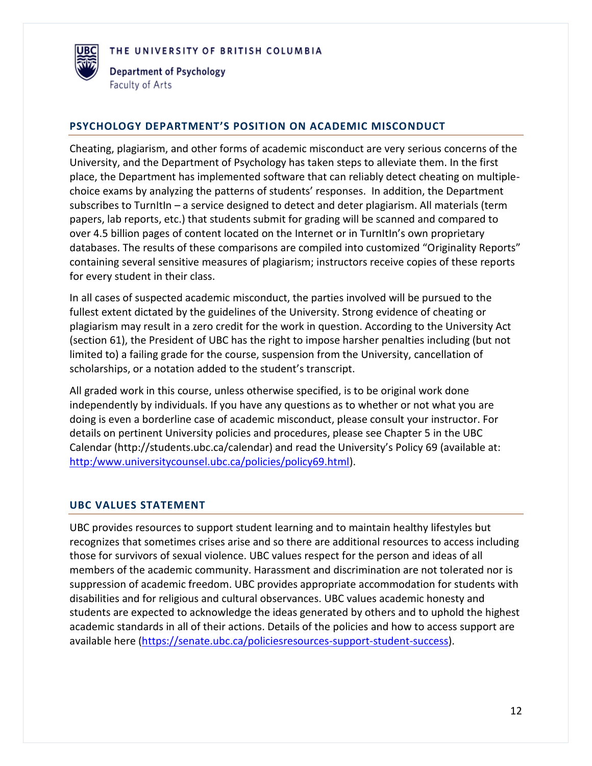## PSYCHOLOGY DEPARTMENT'S POSITION ON ACADEMIC MISCONDUCT

Cheating, plagiarism, and other forms of academic misconduct are very serious concerns of the University, and the Department of Psychology has taken steps to alleviate them. In the first place, the Department has implemented software that can reliably detect cheating on multiple-choice exams by analyzing the patterns of students' responses. In addition, the Department subscribes to TurnItIn – a service designed to detect and deter plagiarism. All materials (term papers, lab reports, etc.) that students submit for grading will be scanned and compared to over 4.5 billion pages of content located on the Internet or in TurnItIn's own proprietary databases. The results of these comparisons are compiled into customized "Originality Reports" containing several sensitive measures of plagiarism; instructors receive copies of these reports for every student in their class.

In all cases of suspected academic misconduct, the parties involved will be pursued to the fullest extent dictated by the guidelines of the University. Strong evidence of cheating or plagiarism may result in a zero credit for the work in question. According to the University Act (section 61), the President of UBC has the right to impose harsher penalties including (but not limited to) a failing grade for the course, suspension from the University, cancellation of scholarships, or a notation added to the student's transcript.

All graded work in this course, unless otherwise specified, is to be original work done independently by individuals. If you have any questions as to whether or not what you are doing is even a borderline case of academic misconduct, please consult your instructor. For details on pertinent University policies and procedures, please see Chapter 5 in the UBC Calendar (http://students.ubc.ca/calendar) and read the University's Policy 69 (available at: http:/www.universitycounsel.ubc.ca/policies/policy69.html).

## UBC VALUES STATEMENT

UBC provides resources to support student learning and to maintain healthy lifestyles but recognizes that sometimes crises arise and so there are additional resources to access including those for survivors of sexual violence. UBC values respect for the person and ideas of all members of the academic community. Harassment and discrimination are not tolerated nor is suppression of academic freedom. UBC provides appropriate accommodation for students with disabilities and for religious and cultural observances. UBC values academic honesty and students are expected to acknowledge the ideas generated by others and to uphold the highest academic standards in all of their actions. Details of the policies and how to access support are available here (https://senate.ubc.ca/policiesresources-support-student-success).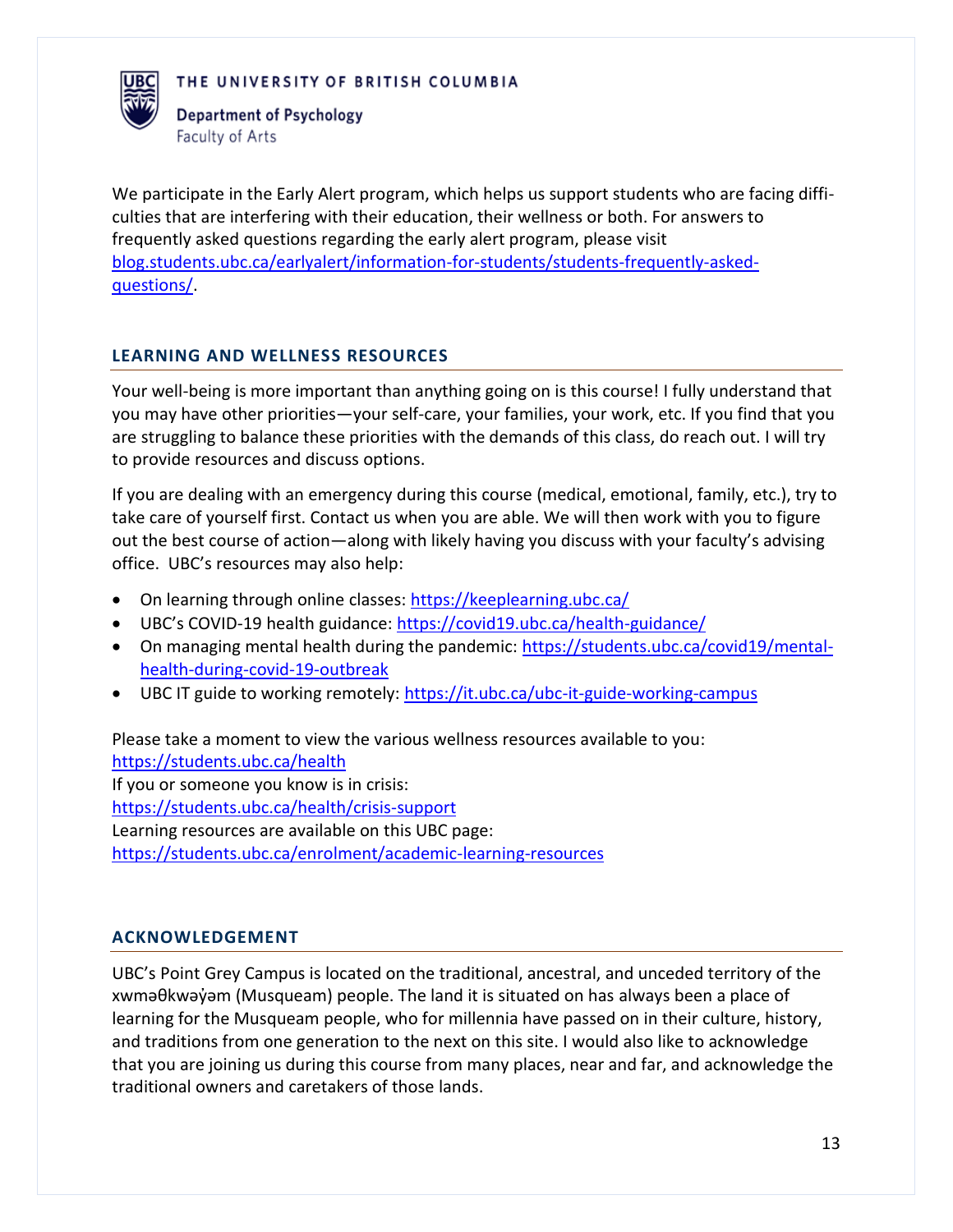We participate in the Early Alert program, which helps us support students who are facing difficulties that are interfering with their education, their wellness or both. For answers to frequently asked questions regarding the early alert program, please visit blog.students.ubc.ca/earlyalert/information-for-students/students-frequently-asked-questions/.

## LEARNING AND WELLNESS RESOURCES

Your well-being is more important than anything going on is this course! I fully understand that you may have other priorities—your self-care, your families, your work, etc. If you find that you are struggling to balance these priorities with the demands of this class, do reach out. I will try to provide resources and discuss options.

If you are dealing with an emergency during this course (medical, emotional, family, etc.), try to take care of yourself first. Contact us when you are able. We will then work with you to figure out the best course of action—along with likely having you discuss with your faculty's advising office. UBC's resources may also help:

- On learning through online classes: https://keeplearning.ubc.ca/
- UBC's COVID-19 health guidance: https://covid19.ubc.ca/health-guidance/
- On managing mental health during the pandemic: https://students.ubc.ca/covid19/mental-health-during-covid-19-outbreak
- UBC IT guide to working remotely: https://it.ubc.ca/ubc-it-guide-working-campus

Please take a moment to view the various wellness resources available to you:
https://students.ubc.ca/health
If you or someone you know is in crisis:
https://students.ubc.ca/health/crisis-support
Learning resources are available on this UBC page:
https://students.ubc.ca/enrolment/academic-learning-resources

## ACKNOWLEDGEMENT

UBC's Point Grey Campus is located on the traditional, ancestral, and unceded territory of the xwməθkwəy̓əm (Musqueam) people. The land it is situated on has always been a place of learning for the Musqueam people, who for millennia have passed on in their culture, history, and traditions from one generation to the next on this site. I would also like to acknowledge that you are joining us during this course from many places, near and far, and acknowledge the traditional owners and caretakers of those lands.